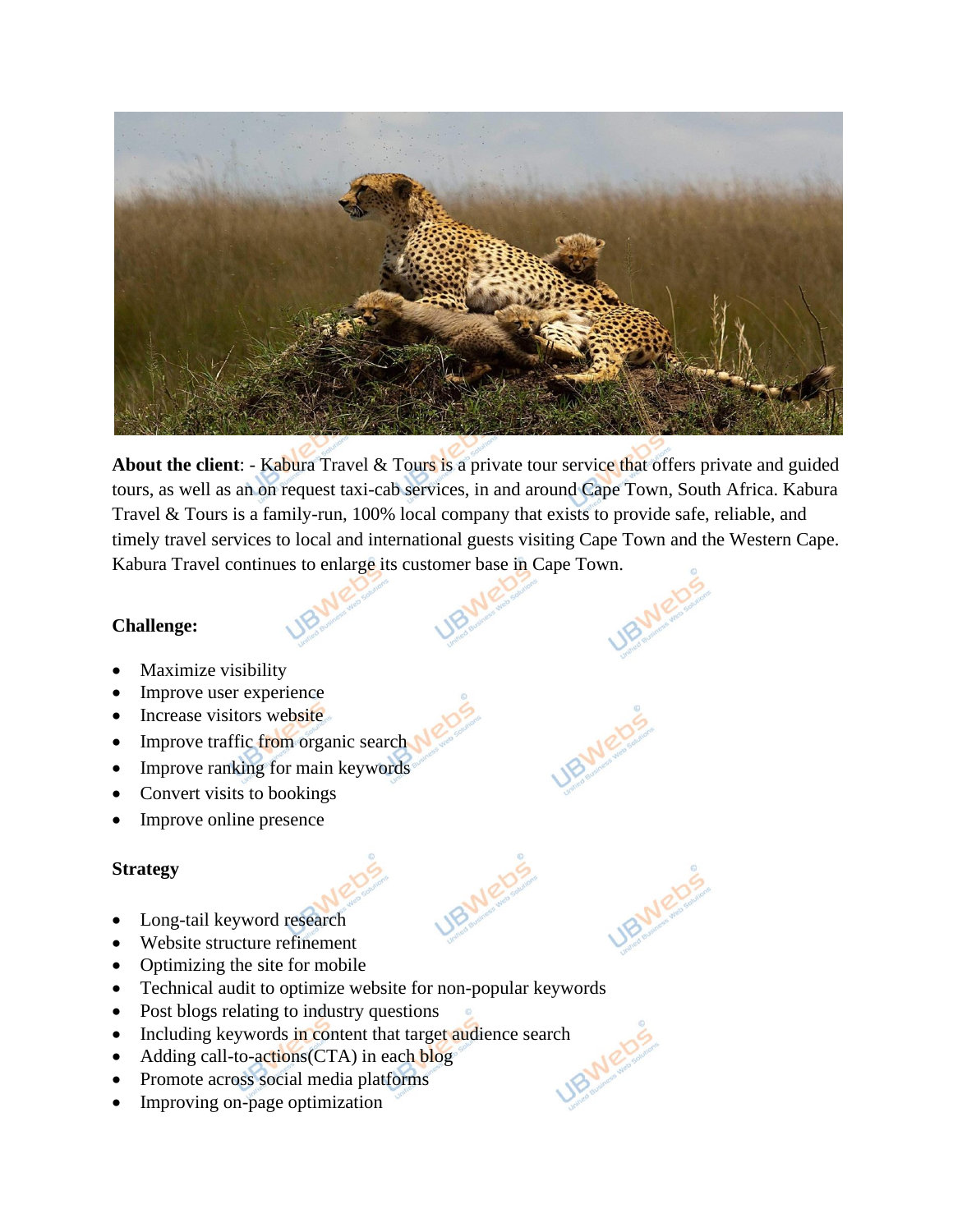**About the client**: - Kabura Travel & Tours is a private tour service that offers private and guided tours, as well as an on request taxi-cab services, in and around Cape Town, South Africa. Kabura Travel & Tours is a family-run, 100% local company that exists to provide safe, reliable, and timely travel services to local and international guests visiting Cape Town and the Western Cape. Kabura Travel continues to enlarge its customer base in Cape Town.

**Challenge:**

- Maximize visibility
- Improve user experience
- Increase visitors website
- Improve traffic from organic search
- Improve ranking for main keywords
- Convert visits to bookings
- Improve online presence

**Strategy**

- Long-tail keyword research
- Website structure refinement
- Optimizing the site for mobile
- Technical audit to optimize website for non-popular keywords
- Post blogs relating to industry questions
- Including keywords in content that target audience search
- Adding call-to-actions(CTA) in each blog
- Promote across social media platforms
- Improving on-page optimization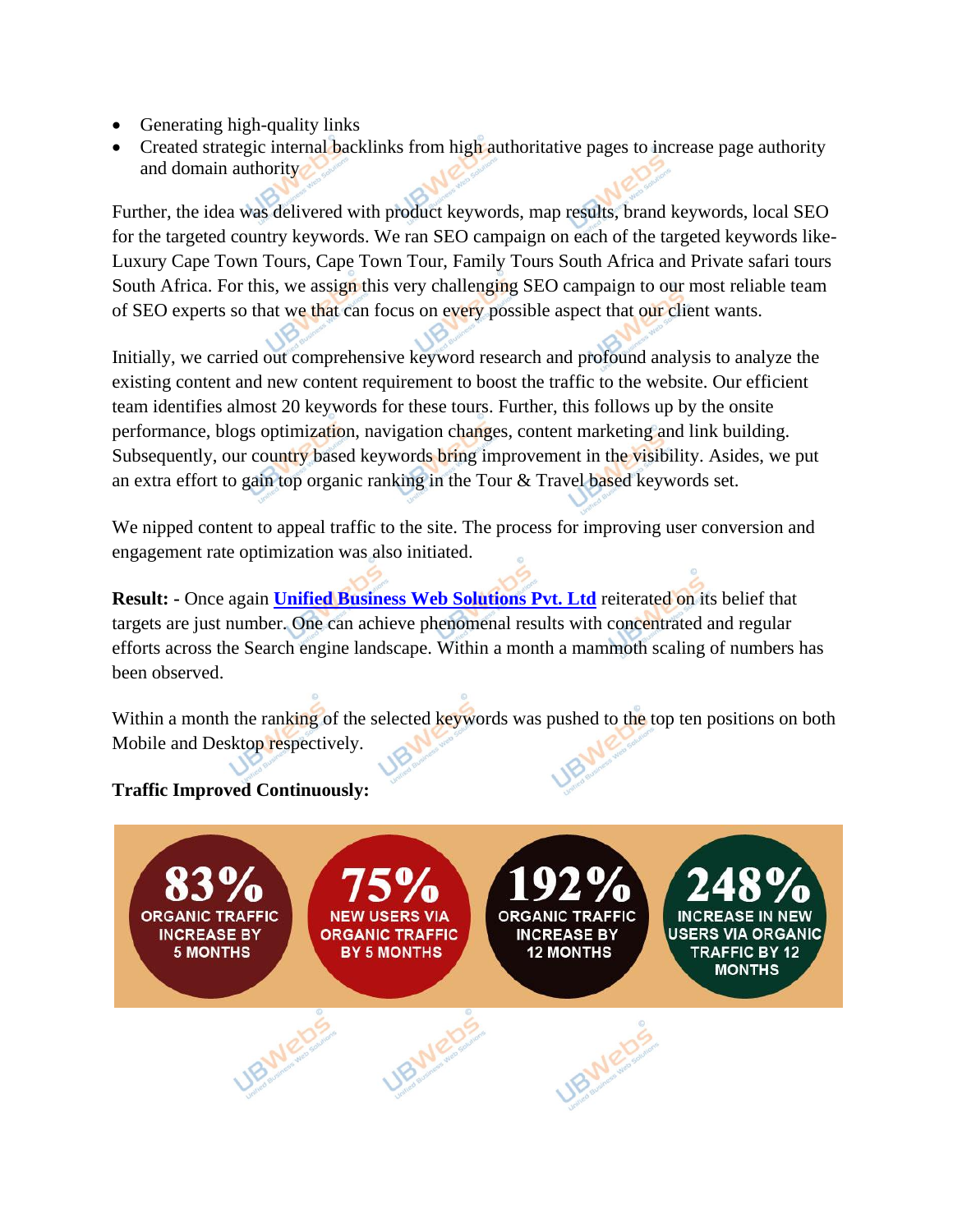- Generating high-quality links
- Created strategic internal backlinks from high authoritative pages to increase page authority and domain authority

Further, the idea was delivered with product keywords, map results, brand keywords, local SEO for the targeted country keywords. We ran SEO campaign on each of the targeted keywords like- Luxury Cape Town Tours, Cape Town Tour, Family Tours South Africa and Private safari tours South Africa. For this, we assign this very challenging SEO campaign to our most reliable team of SEO experts so that we that can focus on every possible aspect that our client wants.

Initially, we carried out comprehensive keyword research and profound analysis to analyze the existing content and new content requirement to boost the traffic to the website. Our efficient team identifies almost 20 keywords for these tours. Further, this follows up by the onsite performance, blogs optimization, navigation changes, content marketing and link building. Subsequently, our country based keywords bring improvement in the visibility. Asides, we put an extra effort to gain top organic ranking in the Tour & Travel based keywords set.

We nipped content to appeal traffic to the site. The process for improving user conversion and engagement rate optimization was also initiated.

**Result: -** Once again **Unified Business Web Solutions Pvt. Ltd** reiterated on its belief that targets are just number. One can achieve phenomenal results with concentrated and regular efforts across the Search engine landscape. Within a month a mammoth scaling of numbers has been observed.

Within a month the ranking of the selected keywords was pushed to the top ten positions on both Mobile and Desktop respectively.

**Traffic Improved Continuously:**

| 83% | 75% | 192% | 248% |
|---|---|---|---|
| ORGANIC TRAFFIC INCREASE BY 5 MONTHS | NEW USERS VIA ORGANIC TRAFFIC BY 5 MONTHS | ORGANIC TRAFFIC INCREASE BY 12 MONTHS | INCREASE IN NEW USERS VIA ORGANIC TRAFFIC BY 12 MONTHS |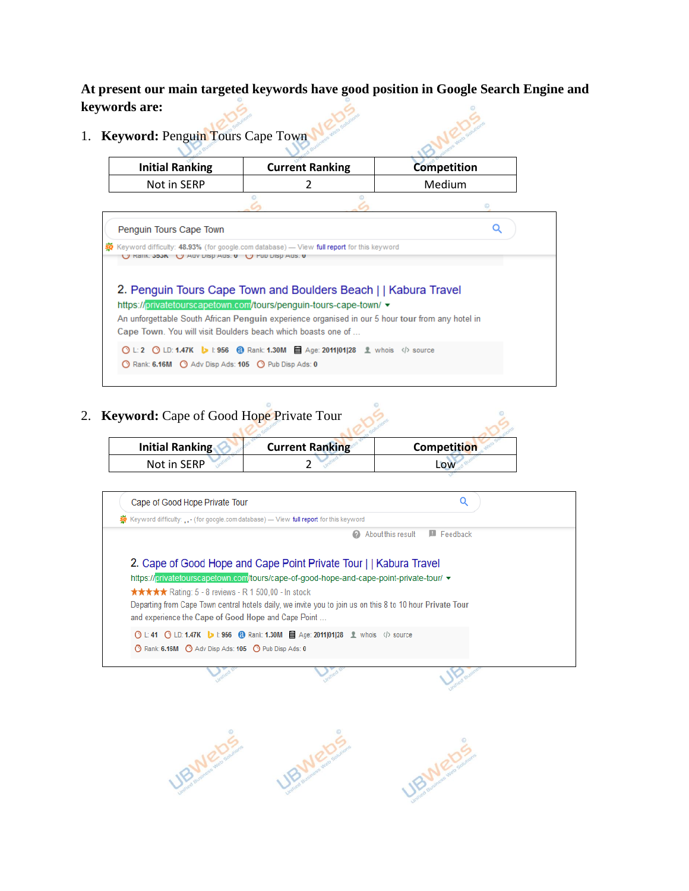**At present our main targeted keywords have good position in Google Search Engine and keywords are:**

1. **Keyword:** Penguin Tours Cape Town

| Initial Ranking | Current Ranking | Competition |
|---|---|---|
| Not in SERP | 2 | Medium |

Penguin Tours Cape Town

Keyword difficulty: 48.93% (for google.com database) — View full report for this keyword

2. Penguin Tours Cape Town and Boulders Beach | | Kabura Travel

https://privatetourscapetown.com/tours/penguin-tours-cape-town/

An unforgettable South African Penguin experience organised in our 5 hour tour from any hotel in Cape Town. You will visit Boulders beach which boasts one of ...

L: 2 LD: 1.47K I: 956 Rank: 1.30M Age: 2011|01|28 whois source

Rank: 6.16M Adv Disp Ads: 105 Pub Disp Ads: 0

2. **Keyword:** Cape of Good Hope Private Tour

| Initial Ranking | Current Ranking | Competition |
|---|---|---|
| Not in SERP | 2 | Low |

Cape of Good Hope Private Tour

Keyword difficulty: ... (for google.com database) — View full report for this keyword

About this result Feedback

2. Cape of Good Hope and Cape Point Private Tour | | Kabura Travel

https://privatetourscapetown.com/tours/cape-of-good-hope-and-cape-point-private-tour/

★★★★★ Rating: 5 - 8 reviews - R 1 500,00 - In stock

Departing from Cape Town central hotels daily, we invite you to join us on this 8 to 10 hour Private Tour and experience the Cape of Good Hope and Cape Point ...

L: 41 LD: 1.47K I: 956 Rank: 1.30M Age: 2011|01|28 whois source

Rank: 6.16M Adv Disp Ads: 105 Pub Disp Ads: 0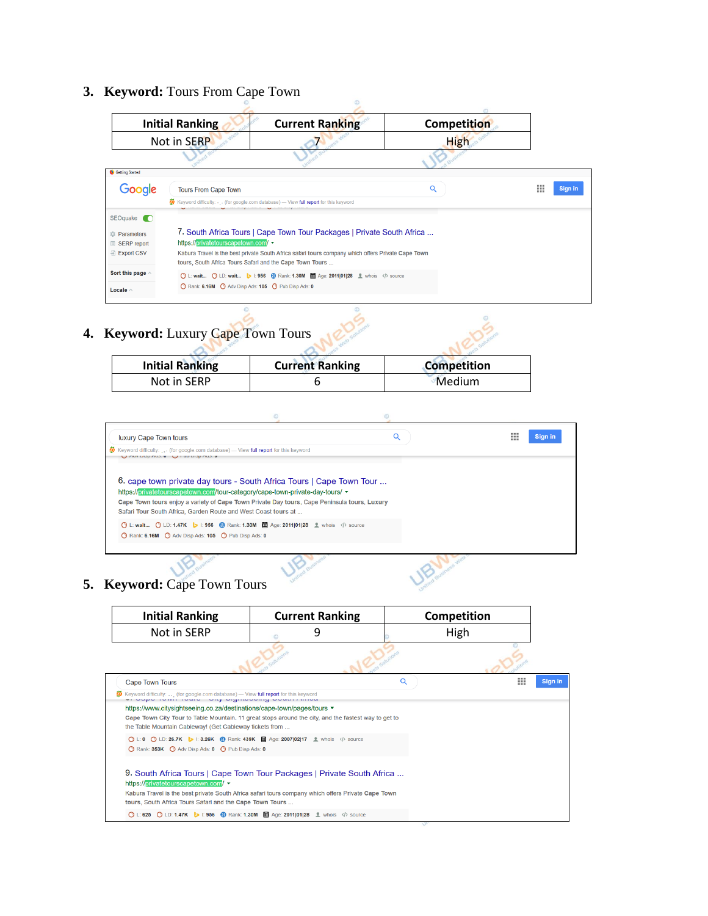3. **Keyword:** Tours From Cape Town

| Initial Ranking | Current Ranking | Competition |
|---|---|---|
| Not in SERP | 7 | High |

Tours From Cape Town

Keyword difficulty: - . - (for google.com database) — View full report for this keyword

SEOquake

Parameters

SERP report

Export CSV

Sort this page

Locale

7. South Africa Tours | Cape Town Tour Packages | Private South Africa ...

https://privatetourscapetown.com/

Kabura Travel is the best private South Africa safari tours company which offers Private Cape Town tours, South Africa Tours Safari and the Cape Town Tours ...

L: wait... LD: wait... I: 956 Rank: 1.30M Age: 2011|01|28 whois source

Rank: 6.16M Adv Disp Ads: 105 Pub Disp Ads: 0

4. **Keyword:** Luxury Cape Town Tours

| Initial Ranking | Current Ranking | Competition |
|---|---|---|
| Not in SERP | 6 | Medium |

luxury Cape Town tours

Keyword difficulty: - . - (for google.com database) — View full report for this keyword

6. cape town private day tours - South Africa Tours | Cape Town Tour ...

https://privatetourscapetown.com/tour-category/cape-town-private-day-tours/

Cape Town tours enjoy a variety of Cape Town Private Day tours, Cape Peninsula tours, Luxury Safari Tour South Africa, Garden Route and West Coast tours at ...

L: wait... LD: 1.47K I: 956 Rank: 1.30M Age: 2011|01|28 whois source

Rank: 6.16M Adv Disp Ads: 105 Pub Disp Ads: 0

5. **Keyword:** Cape Town Tours

| Initial Ranking | Current Ranking | Competition |
|---|---|---|
| Not in SERP | 9 | High |

Cape Town Tours

Keyword difficulty: - . - (for google.com database) — View full report for this keyword

https://www.citysightseeing.co.za/destinations/cape-town/pages/tours

Cape Town City Tour to Table Mountain. 11 great stops around the city, and the fastest way to get to the Table Mountain Cableway! (Get Cableway tickets from ...

L: 0 LD: 26.7K I: 3.26K Rank: 439K Age: 2007|02|17 whois source

Rank: 353K Adv Disp Ads: 0 Pub Disp Ads: 0

9. South Africa Tours | Cape Town Tour Packages | Private South Africa ...

https://privatetourscapetown.com/

Kabura Travel is the best private South Africa safari tours company which offers Private Cape Town tours, South Africa Tours Safari and the Cape Town Tours ...

L: 625 LD: 1.47K I: 956 Rank: 1.30M Age: 2011|01|28 whois source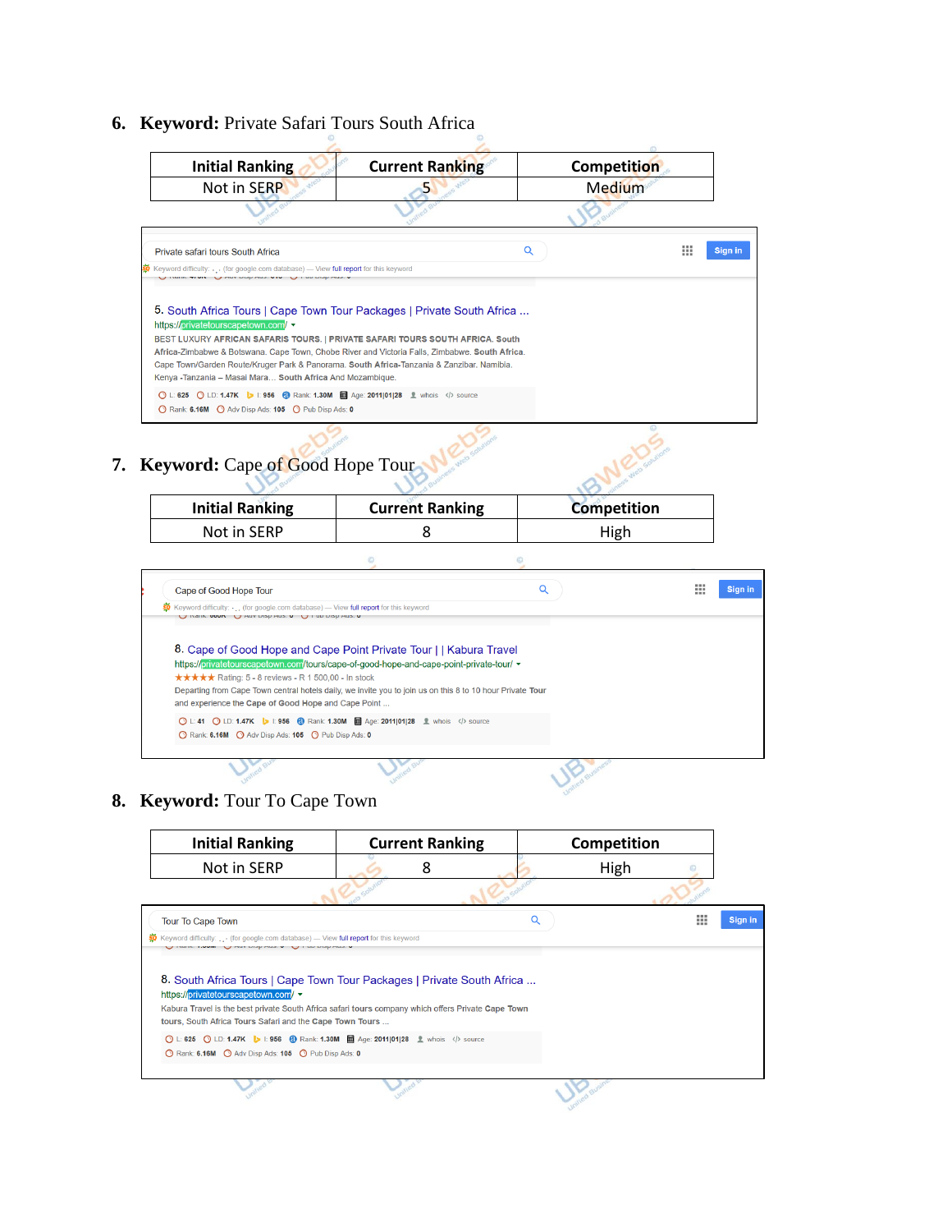6. **Keyword:** Private Safari Tours South Africa

| Initial Ranking | Current Ranking | Competition |
|---|---|---|
| Not in SERP | 5 | Medium |

Private safari tours South Africa

Keyword difficulty: - . (for google.com database) — View full report for this keyword

5. South Africa Tours | Cape Town Tour Packages | Private South Africa ...
https://privatetourscapetown.com/
BEST LUXURY AFRICAN SAFARIS TOURS. | PRIVATE SAFARI TOURS SOUTH AFRICA. South Africa-Zimbabwe & Botswana. Cape Town, Chobe River and Victoria Falls, Zimbabwe. South Africa. Cape Town/Garden Route/Kruger Park & Panorama. South Africa-Tanzania & Zanzibar. Namibia. Kenya -Tanzania – Masai Mara... South Africa And Mozambique.

L: 625 LD: 1.47K I: 956 Rank: 1.30M Age: 2011|01|28 whois source
Rank: 6.16M Adv Disp Ads: 105 Pub Disp Ads: 0

7. **Keyword:** Cape of Good Hope Tour

| Initial Ranking | Current Ranking | Competition |
|---|---|---|
| Not in SERP | 8 | High |

Cape of Good Hope Tour

Keyword difficulty: - . (for google.com database) — View full report for this keyword

8. Cape of Good Hope and Cape Point Private Tour | | Kabura Travel
https://privatetourscapetown.com/tours/cape-of-good-hope-and-cape-point-private-tour/
★★★★★ Rating: 5 - 8 reviews - R 1 500,00 - In stock
Departing from Cape Town central hotels daily, we invite you to join us on this 8 to 10 hour Private Tour and experience the Cape of Good Hope and Cape Point ...

L: 41 LD: 1.47K I: 956 Rank: 1.30M Age: 2011|01|28 whois source
Rank: 6.16M Adv Disp Ads: 105 Pub Disp Ads: 0

8. **Keyword:** Tour To Cape Town

| Initial Ranking | Current Ranking | Competition |
|---|---|---|
| Not in SERP | 8 | High |

Tour To Cape Town

Keyword difficulty: - . (for google.com database) — View full report for this keyword

8. South Africa Tours | Cape Town Tour Packages | Private South Africa ...
https://privatetourscapetown.com/
Kabura Travel is the best private South Africa safari tours company which offers Private Cape Town tours, South Africa Tours Safari and the Cape Town Tours ...

L: 625 LD: 1.47K I: 956 Rank: 1.30M Age: 2011|01|28 whois source
Rank: 6.16M Adv Disp Ads: 105 Pub Disp Ads: 0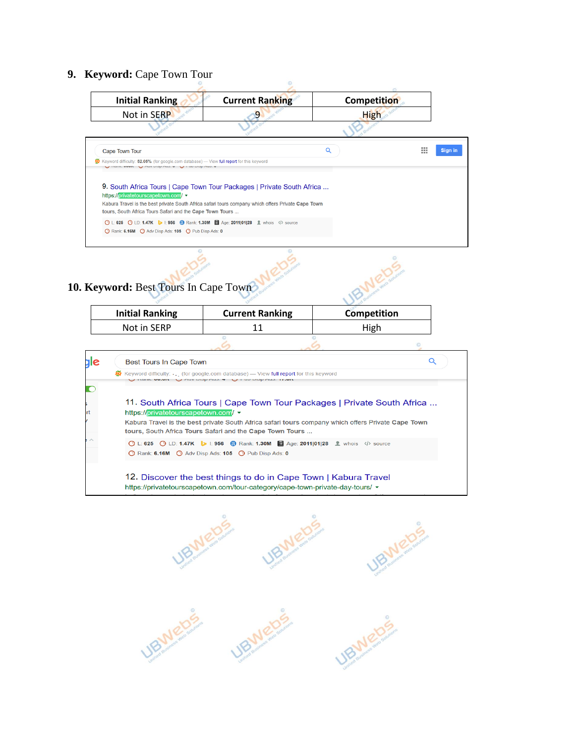**9. Keyword:** Cape Town Tour

| Initial Ranking | Current Ranking | Competition |
|---|---|---|
| Not in SERP | 9 | High |

Cape Town Tour

Keyword difficulty: 52.05% (for google.com database) — View full report for this keyword

9. South Africa Tours | Cape Town Tour Packages | Private South Africa ...
https://privatetourscapetown.com/
Kabura Travel is the best private South Africa safari tours company which offers Private Cape Town tours, South Africa Tours Safari and the Cape Town Tours ...

L: 626 LD: 1.47K I: 956 Rank: 1.30M Age: 2011|01|28 whois source
Rank: 6.16M Adv Disp Ads: 105 Pub Disp Ads: 0

**10. Keyword:** Best Tours In Cape Town

| Initial Ranking | Current Ranking | Competition |
|---|---|---|
| Not in SERP | 11 | High |

Best Tours In Cape Town

Keyword difficulty: - . (for google.com database) — View full report for this keyword

11. South Africa Tours | Cape Town Tour Packages | Private South Africa ...
https://privatetourscapetown.com/
Kabura Travel is the best private South Africa safari tours company which offers Private Cape Town tours, South Africa Tours Safari and the Cape Town Tours ...

L: 626 LD: 1.47K I: 956 Rank: 1.30M Age: 2011|01|28 whois source
Rank: 6.16M Adv Disp Ads: 105 Pub Disp Ads: 0

12. Discover the best things to do in Cape Town | Kabura Travel
https://privatetourscapetown.com/tour-category/cape-town-private-day-tours/